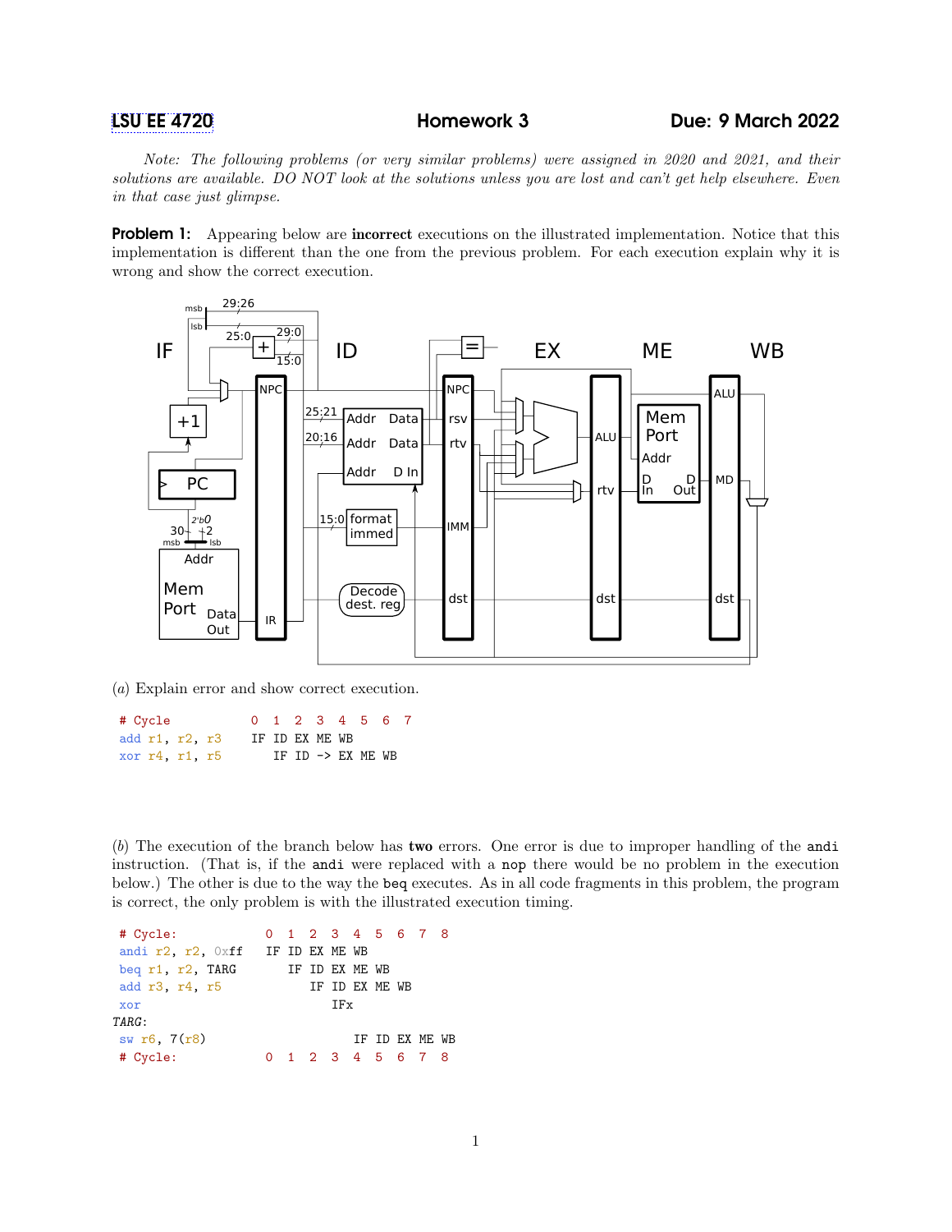LSU EE 4720 — Homework 3 — Due: 9 March 2022

*Note: The following problems (or very similar problems) were assigned in 2020 and 2021, and their solutions are available. DO NOT look at the solutions unless you are lost and can't get help elsewhere. Even in that case just glimpse.*

**Problem 1:** Appearing below are **incorrect** executions on the illustrated implementation. Notice that this implementation is different than the one from the previous problem. For each execution explain why it is wrong and show the correct execution.

(*a*) Explain error and show correct execution.

```
# Cycle          0  1  2  3  4  5  6  7
add r1, r2, r3   IF ID EX ME WB
xor r4, r1, r5      IF ID -> EX ME WB
```

(*b*) The execution of the branch below has **two** errors. One error is due to improper handling of the `andi` instruction. (That is, if the `andi` were replaced with a `nop` there would be no problem in the execution below.) The other is due to the way the `beq` executes. As in all code fragments in this problem, the program is correct, the only problem is with the illustrated execution timing.

```
# Cycle:            0  1  2  3  4  5  6  7  8
andi r2, r2, 0xff   IF ID EX ME WB
beq r1, r2, TARG       IF ID EX ME WB
add r3, r4, r5            IF ID EX ME WB
xor                          IFx
TARG:
sw r6, 7(r8)                    IF ID EX ME WB
# Cycle:            0  1  2  3  4  5  6  7  8
```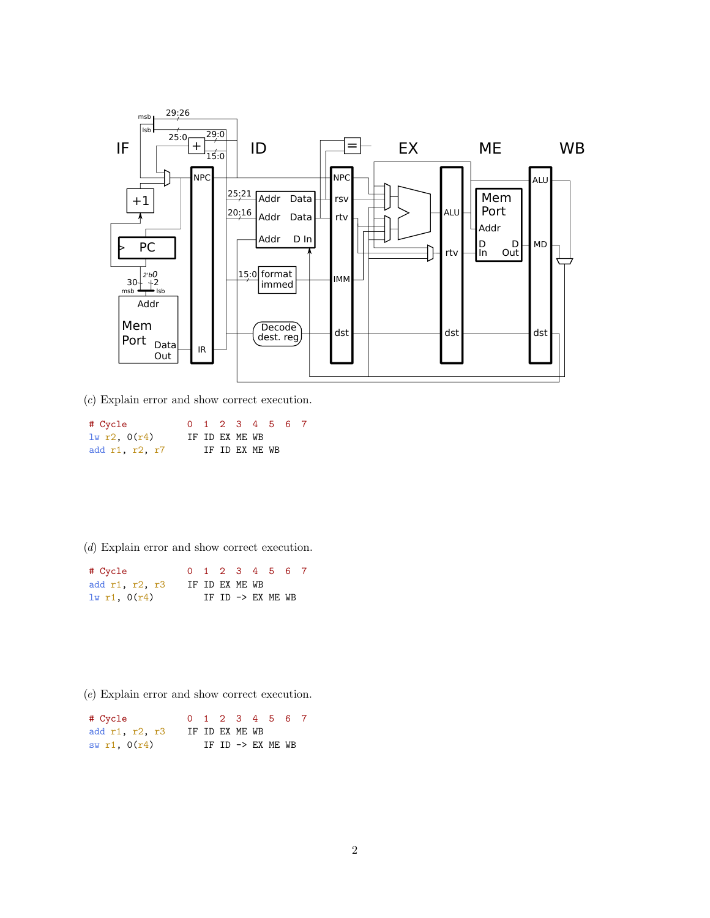(*c*) Explain error and show correct execution.

```
# Cycle          0  1  2  3  4  5  6  7
lw r2, 0(r4)     IF ID EX ME WB
add r1, r2, r7      IF ID EX ME WB
```

(*d*) Explain error and show correct execution.

```
# Cycle          0  1  2  3  4  5  6  7
add r1, r2, r3   IF ID EX ME WB
lw r1, 0(r4)        IF ID -> EX ME WB
```

(*e*) Explain error and show correct execution.

```
# Cycle          0  1  2  3  4  5  6  7
add r1, r2, r3   IF ID EX ME WB
sw r1, 0(r4)        IF ID -> EX ME WB
```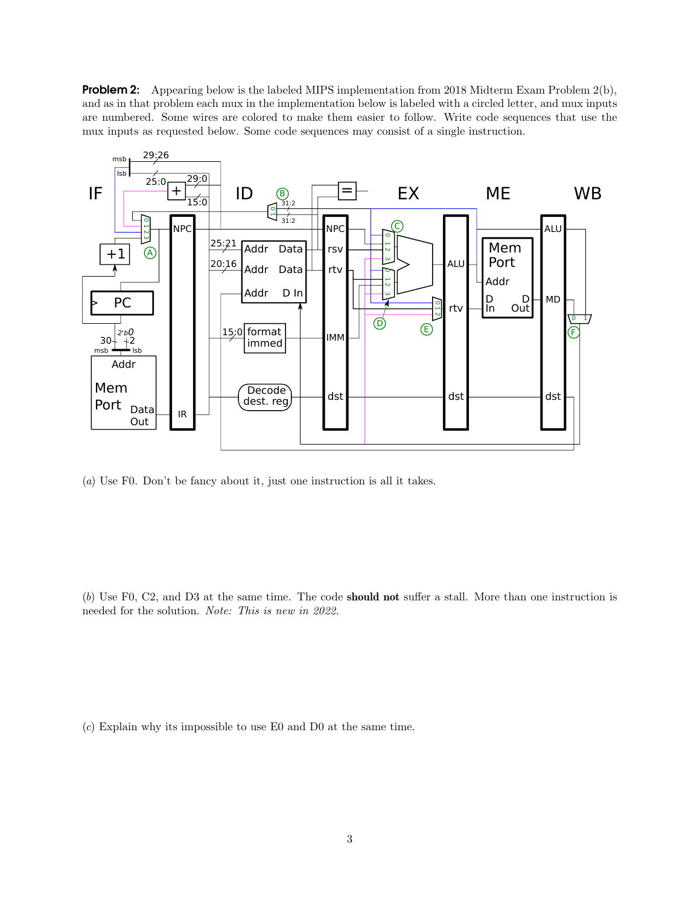**Problem 2:** Appearing below is the labeled MIPS implementation from 2018 Midterm Exam Problem 2(b), and as in that problem each mux in the implementation below is labeled with a circled letter, and mux inputs are numbered. Some wires are colored to make them easier to follow. Write code sequences that use the mux inputs as requested below. Some code sequences may consist of a single instruction.

(*a*) Use F0. Don't be fancy about it, just one instruction is all it takes.

(*b*) Use F0, C2, and D3 at the same time. The code **should not** suffer a stall. More than one instruction is needed for the solution. *Note: This is new in 2022.*

(*c*) Explain why its impossible to use E0 and D0 at the same time.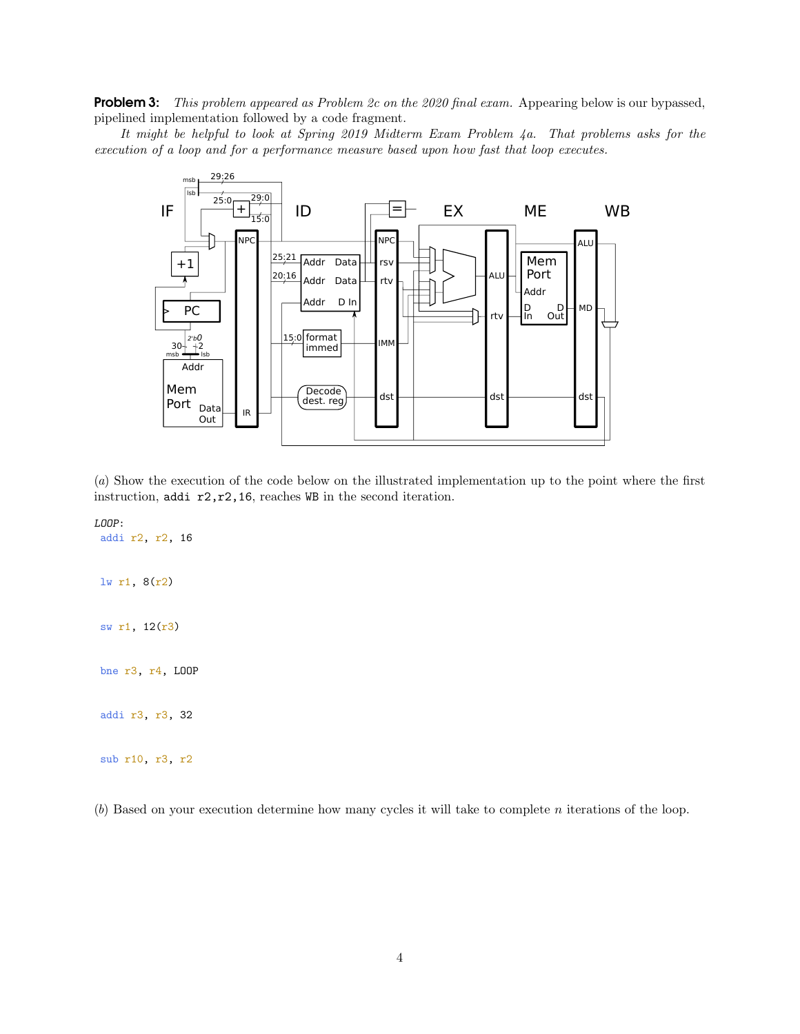**Problem 3:** *This problem appeared as Problem 2c on the 2020 final exam.* Appearing below is our bypassed, pipelined implementation followed by a code fragment.

*It might be helpful to look at Spring 2019 Midterm Exam Problem 4a. That problems asks for the execution of a loop and for a performance measure based upon how fast that loop executes.*

IF

ID

EX

ME

WB

(*a*) Show the execution of the code below on the illustrated implementation up to the point where the first instruction, `addi r2,r2,16`, reaches WB in the second iteration.

```
LOOP:
 addi r2, r2, 16

 lw r1, 8(r2)

 sw r1, 12(r3)

 bne r3, r4, LOOP

 addi r3, r3, 32

 sub r10, r3, r2
```

(*b*) Based on your execution determine how many cycles it will take to complete $n$ iterations of the loop.